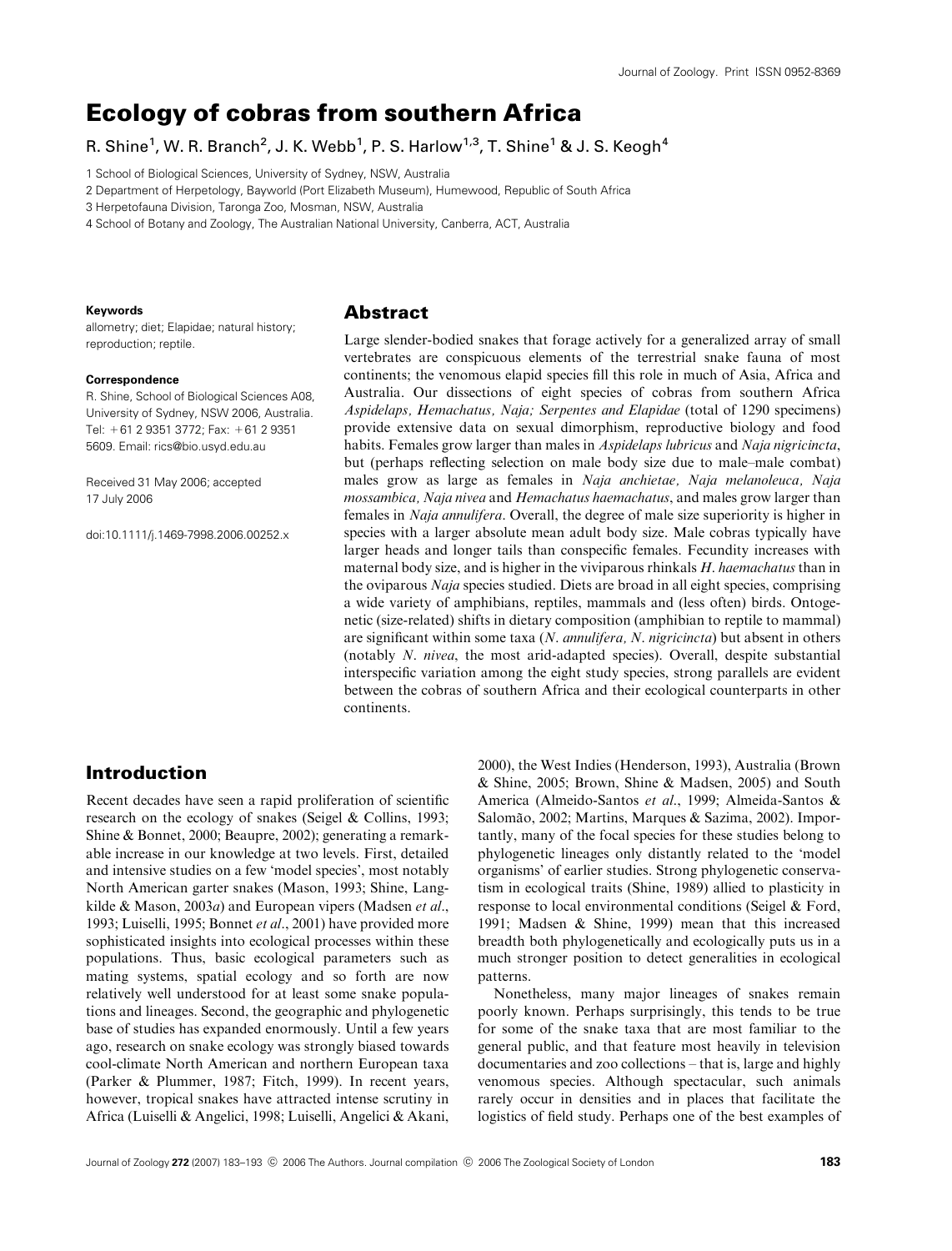# Ecology of cobras from southern Africa

R. Shine[1], W. R. Branch[2], J. K. Webb[1], P. S. Harlow[1,3], T. Shine[1] & J. S. Keogh[4]

1 School of Biological Sciences, University of Sydney, NSW, Australia

2 Department of Herpetology, Bayworld (Port Elizabeth Museum), Humewood, Republic of South Africa

3 Herpetofauna Division, Taronga Zoo, Mosman, NSW, Australia

4 School of Botany and Zoology, The Australian National University, Canberra, ACT, Australia

**Keywords**

allometry; diet; Elapidae; natural history; reproduction; reptile.

**Correspondence**

R. Shine, School of Biological Sciences A08, University of Sydney, NSW 2006, Australia. Tel: +61 2 9351 3772; Fax: +61 2 9351 5609. Email: rics@bio.usyd.edu.au

Received 31 May 2006; accepted 17 July 2006

doi:10.1111/j.1469-7998.2006.00252.x

## Abstract

Large slender-bodied snakes that forage actively for a generalized array of small vertebrates are conspicuous elements of the terrestrial snake fauna of most continents; the venomous elapid species fill this role in much of Asia, Africa and Australia. Our dissections of eight species of cobras from southern Africa *Aspidelaps, Hemachatus, Naja; Serpentes and Elapidae* (total of 1290 specimens) provide extensive data on sexual dimorphism, reproductive biology and food habits. Females grow larger than males in *Aspidelaps lubricus* and *Naja nigricincta*, but (perhaps reflecting selection on male body size due to male–male combat) males grow as large as females in *Naja anchietae, Naja melanoleuca, Naja mossambica, Naja nivea* and *Hemachatus haemachatus*, and males grow larger than females in *Naja annulifera*. Overall, the degree of male size superiority is higher in species with a larger absolute mean adult body size. Male cobras typically have larger heads and longer tails than conspecific females. Fecundity increases with maternal body size, and is higher in the viviparous rhinkals *H. haemachatus* than in the oviparous *Naja* species studied. Diets are broad in all eight species, comprising a wide variety of amphibians, reptiles, mammals and (less often) birds. Ontogenetic (size-related) shifts in dietary composition (amphibian to reptile to mammal) are significant within some taxa (*N. annulifera, N. nigricincta*) but absent in others (notably *N. nivea*, the most arid-adapted species). Overall, despite substantial interspecific variation among the eight study species, strong parallels are evident between the cobras of southern Africa and their ecological counterparts in other continents.

## Introduction

Recent decades have seen a rapid proliferation of scientific research on the ecology of snakes (Seigel & Collins, 1993; Shine & Bonnet, 2000; Beaupre, 2002); generating a remarkable increase in our knowledge at two levels. First, detailed and intensive studies on a few 'model species', most notably North American garter snakes (Mason, 1993; Shine, Langkilde & Mason, 2003*a*) and European vipers (Madsen *et al*., 1993; Luiselli, 1995; Bonnet *et al*., 2001) have provided more sophisticated insights into ecological processes within these populations. Thus, basic ecological parameters such as mating systems, spatial ecology and so forth are now relatively well understood for at least some snake populations and lineages. Second, the geographic and phylogenetic base of studies has expanded enormously. Until a few years ago, research on snake ecology was strongly biased towards cool-climate North American and northern European taxa (Parker & Plummer, 1987; Fitch, 1999). In recent years, however, tropical snakes have attracted intense scrutiny in Africa (Luiselli & Angelici, 1998; Luiselli, Angelici & Akani, 2000), the West Indies (Henderson, 1993), Australia (Brown & Shine, 2005; Brown, Shine & Madsen, 2005) and South America (Almeido-Santos *et al*., 1999; Almeida-Santos & Salomão, 2002; Martins, Marques & Sazima, 2002). Importantly, many of the focal species for these studies belong to phylogenetic lineages only distantly related to the 'model organisms' of earlier studies. Strong phylogenetic conservatism in ecological traits (Shine, 1989) allied to plasticity in response to local environmental conditions (Seigel & Ford, 1991; Madsen & Shine, 1999) mean that this increased breadth both phylogenetically and ecologically puts us in a much stronger position to detect generalities in ecological patterns.

Nonetheless, many major lineages of snakes remain poorly known. Perhaps surprisingly, this tends to be true for some of the snake taxa that are most familiar to the general public, and that feature most heavily in television documentaries and zoo collections – that is, large and highly venomous species. Although spectacular, such animals rarely occur in densities and in places that facilitate the logistics of field study. Perhaps one of the best examples of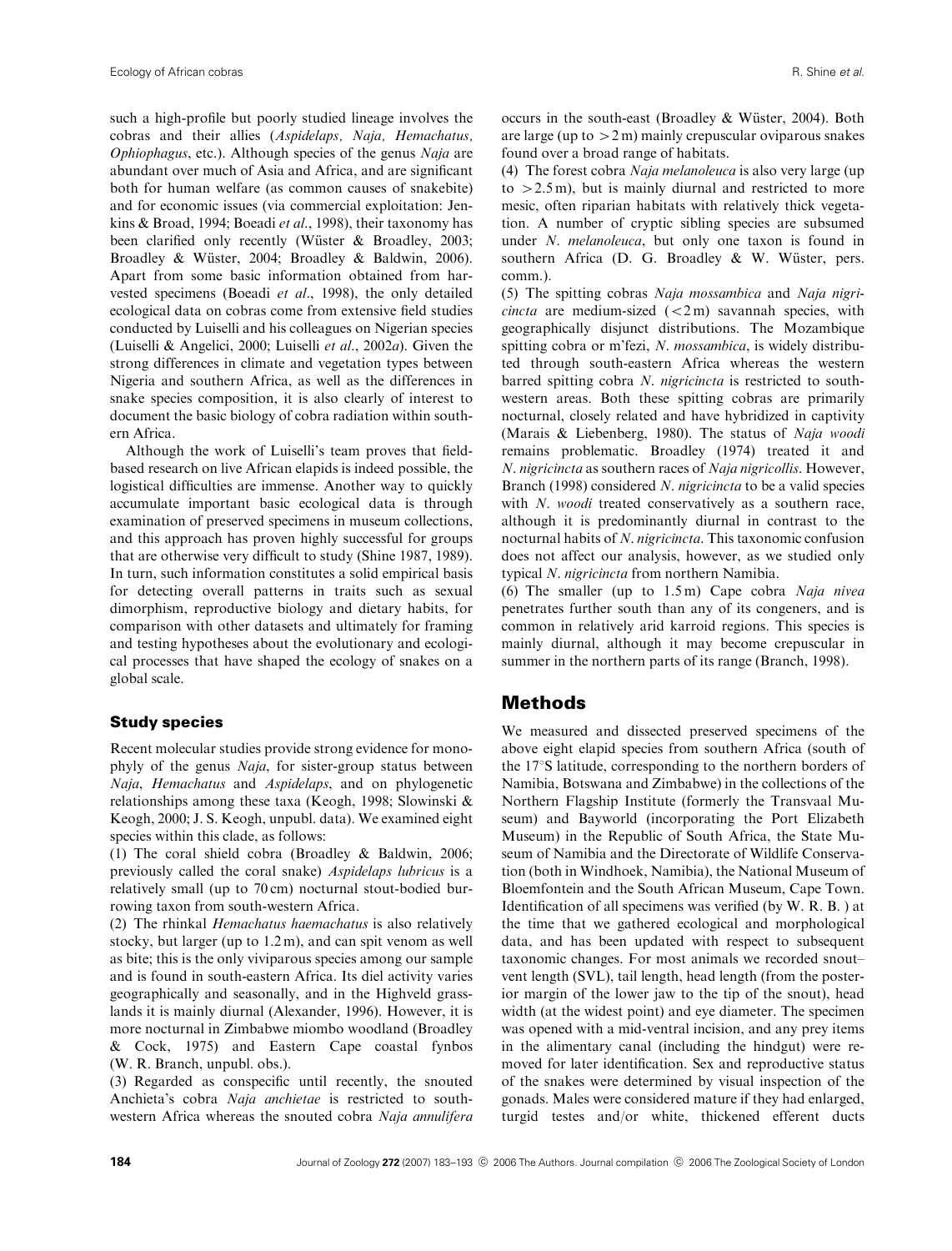such a high-profile but poorly studied lineage involves the cobras and their allies (*Aspidelaps, Naja, Hemachatus, Ophiophagus*, etc.). Although species of the genus *Naja* are abundant over much of Asia and Africa, and are significant both for human welfare (as common causes of snakebite) and for economic issues (via commercial exploitation: Jenkins & Broad, 1994; Boeadi *et al*., 1998), their taxonomy has been clarified only recently (Wüster & Broadley, 2003; Broadley & Wüster, 2004; Broadley & Baldwin, 2006). Apart from some basic information obtained from harvested specimens (Boeadi *et al*., 1998), the only detailed ecological data on cobras come from extensive field studies conducted by Luiselli and his colleagues on Nigerian species (Luiselli & Angelici, 2000; Luiselli *et al*., 2002*a*). Given the strong differences in climate and vegetation types between Nigeria and southern Africa, as well as the differences in snake species composition, it is also clearly of interest to document the basic biology of cobra radiation within southern Africa.

Although the work of Luiselli's team proves that field-based research on live African elapids is indeed possible, the logistical difficulties are immense. Another way to quickly accumulate important basic ecological data is through examination of preserved specimens in museum collections, and this approach has proven highly successful for groups that are otherwise very difficult to study (Shine 1987, 1989). In turn, such information constitutes a solid empirical basis for detecting overall patterns in traits such as sexual dimorphism, reproductive biology and dietary habits, for comparison with other datasets and ultimately for framing and testing hypotheses about the evolutionary and ecological processes that have shaped the ecology of snakes on a global scale.

### Study species

Recent molecular studies provide strong evidence for monophyly of the genus *Naja*, for sister-group status between *Naja*, *Hemachatus* and *Aspidelaps*, and on phylogenetic relationships among these taxa (Keogh, 1998; Slowinski & Keogh, 2000; J. S. Keogh, unpubl. data). We examined eight species within this clade, as follows:

(1) The coral shield cobra (Broadley & Baldwin, 2006; previously called the coral snake) *Aspidelaps lubricus* is a relatively small (up to 70 cm) nocturnal stout-bodied burrowing taxon from south-western Africa.

(2) The rhinkal *Hemachatus haemachatus* is also relatively stocky, but larger (up to 1.2 m), and can spit venom as well as bite; this is the only viviparous species among our sample and is found in south-eastern Africa. Its diel activity varies geographically and seasonally, and in the Highveld grasslands it is mainly diurnal (Alexander, 1996). However, it is more nocturnal in Zimbabwe miombo woodland (Broadley & Cock, 1975) and Eastern Cape coastal fynbos (W. R. Branch, unpubl. obs.).

(3) Regarded as conspecific until recently, the snouted Anchieta's cobra *Naja anchietae* is restricted to south-western Africa whereas the snouted cobra *Naja annulifera* occurs in the south-east (Broadley & Wüster, 2004). Both are large (up to >2 m) mainly crepuscular oviparous snakes found over a broad range of habitats.

(4) The forest cobra *Naja melanoleuca* is also very large (up to >2.5 m), but is mainly diurnal and restricted to more mesic, often riparian habitats with relatively thick vegetation. A number of cryptic sibling species are subsumed under *N. melanoleuca*, but only one taxon is found in southern Africa (D. G. Broadley & W. Wüster, pers. comm.).

(5) The spitting cobras *Naja mossambica* and *Naja nigricincta* are medium-sized (<2 m) savannah species, with geographically disjunct distributions. The Mozambique spitting cobra or m'fezi, *N. mossambica*, is widely distributed through south-eastern Africa whereas the western barred spitting cobra *N. nigricincta* is restricted to south-western areas. Both these spitting cobras are primarily nocturnal, closely related and have hybridized in captivity (Marais & Liebenberg, 1980). The status of *Naja woodi* remains problematic. Broadley (1974) treated it and *N. nigricincta* as southern races of *Naja nigricollis*. However, Branch (1998) considered *N. nigricincta* to be a valid species with *N. woodi* treated conservatively as a southern race, although it is predominantly diurnal in contrast to the nocturnal habits of *N. nigricincta*. This taxonomic confusion does not affect our analysis, however, as we studied only typical *N. nigricincta* from northern Namibia.

(6) The smaller (up to 1.5 m) Cape cobra *Naja nivea* penetrates further south than any of its congeners, and is common in relatively arid karroid regions. This species is mainly diurnal, although it may become crepuscular in summer in the northern parts of its range (Branch, 1998).

## Methods

We measured and dissected preserved specimens of the above eight elapid species from southern Africa (south of the 17°S latitude, corresponding to the northern borders of Namibia, Botswana and Zimbabwe) in the collections of the Northern Flagship Institute (formerly the Transvaal Museum) and Bayworld (incorporating the Port Elizabeth Museum) in the Republic of South Africa, the State Museum of Namibia and the Directorate of Wildlife Conservation (both in Windhoek, Namibia), the National Museum of Bloemfontein and the South African Museum, Cape Town. Identification of all specimens was verified (by W. R. B. ) at the time that we gathered ecological and morphological data, and has been updated with respect to subsequent taxonomic changes. For most animals we recorded snout–vent length (SVL), tail length, head length (from the posterior margin of the lower jaw to the tip of the snout), head width (at the widest point) and eye diameter. The specimen was opened with a mid-ventral incision, and any prey items in the alimentary canal (including the hindgut) were removed for later identification. Sex and reproductive status of the snakes were determined by visual inspection of the gonads. Males were considered mature if they had enlarged, turgid testes and/or white, thickened efferent ducts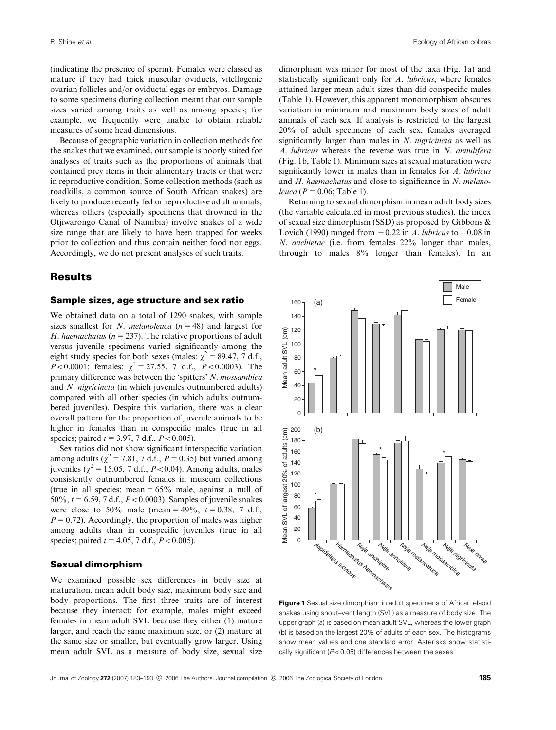(indicating the presence of sperm). Females were classed as mature if they had thick muscular oviducts, vitellogenic ovarian follicles and/or oviductal eggs or embryos. Damage to some specimens during collection meant that our sample sizes varied among traits as well as among species; for example, we frequently were unable to obtain reliable measures of some head dimensions.

Because of geographic variation in collection methods for the snakes that we examined, our sample is poorly suited for analyses of traits such as the proportions of animals that contained prey items in their alimentary tracts or that were in reproductive condition. Some collection methods (such as roadkills, a common source of South African snakes) are likely to produce recently fed or reproductive adult animals, whereas others (especially specimens that drowned in the Otjiwarongo Canal of Namibia) involve snakes of a wide size range that are likely to have been trapped for weeks prior to collection and thus contain neither food nor eggs. Accordingly, we do not present analyses of such traits.

# Results

## Sample sizes, age structure and sex ratio

We obtained data on a total of 1290 snakes, with sample sizes smallest for *N. melanoleuca* ($n = 48$) and largest for *H. haemachatus* ($n = 237$). The relative proportions of adult versus juvenile specimens varied significantly among the eight study species for both sexes (males: $\chi^2 = 89.47$, 7 d.f., $P < 0.0001$; females: $\chi^2 = 27.55$, 7 d.f., $P < 0.0003$). The primary difference was between the 'spitters' *N. mossambica* and *N. nigricincta* (in which juveniles outnumbered adults) compared with all other species (in which adults outnumbered juveniles). Despite this variation, there was a clear overall pattern for the proportion of juvenile animals to be higher in females than in conspecific males (true in all species; paired $t = 3.97$, 7 d.f., $P < 0.005$).

Sex ratios did not show significant interspecific variation among adults ($\chi^2 = 7.81$, 7 d.f., $P = 0.35$) but varied among juveniles ($\chi^2 = 15.05$, 7 d.f., $P < 0.04$). Among adults, males consistently outnumbered females in museum collections (true in all species; mean = 65% male, against a null of 50%, $t = 6.59$, 7 d.f., $P < 0.0003$). Samples of juvenile snakes were close to 50% male (mean = 49%, $t = 0.38$, 7 d.f., $P = 0.72$). Accordingly, the proportion of males was higher among adults than in conspecific juveniles (true in all species; paired $t = 4.05$, 7 d.f., $P < 0.005$).

## Sexual dimorphism

We examined possible sex differences in body size at maturation, mean adult body size, maximum body size and body proportions. The first three traits are of interest because they interact: for example, males might exceed females in mean adult SVL because they either (1) mature larger, and reach the same maximum size, or (2) mature at the same size or smaller, but eventually grow larger. Using mean adult SVL as a measure of body size, sexual size dimorphism was minor for most of the taxa (Fig. 1a) and statistically significant only for *A. lubricus*, where females attained larger mean adult sizes than did conspecific males (Table 1). However, this apparent monomorphism obscures variation in minimum and maximum body sizes of adult animals of each sex. If analysis is restricted to the largest 20% of adult specimens of each sex, females averaged significantly larger than males in *N. nigricincta* as well as *A. lubricus* whereas the reverse was true in *N. annulifera* (Fig. 1b, Table 1). Minimum sizes at sexual maturation were significantly lower in males than in females for *A. lubricus* and *H. haemachatus* and close to significance in *N. melanoleuca* ($P = 0.06$; Table 1).

Returning to sexual dimorphism in mean adult body sizes (the variable calculated in most previous studies), the index of sexual size dimorphism (SSD) as proposed by Gibbons & Lovich (1990) ranged from +0.22 in *A. lubricus* to −0.08 in *N. anchietae* (i.e. from females 22% longer than males, through to males 8% longer than females). In an

**Figure 1** Sexual size dimorphism in adult specimens of African elapid snakes using snout–vent length (SVL) as a measure of body size. The upper graph (a) is based on mean adult SVL, whereas the lower graph (b) is based on the largest 20% of adults of each sex. The histograms show mean values and one standard error. Asterisks show statistically significant ($P < 0.05$) differences between the sexes.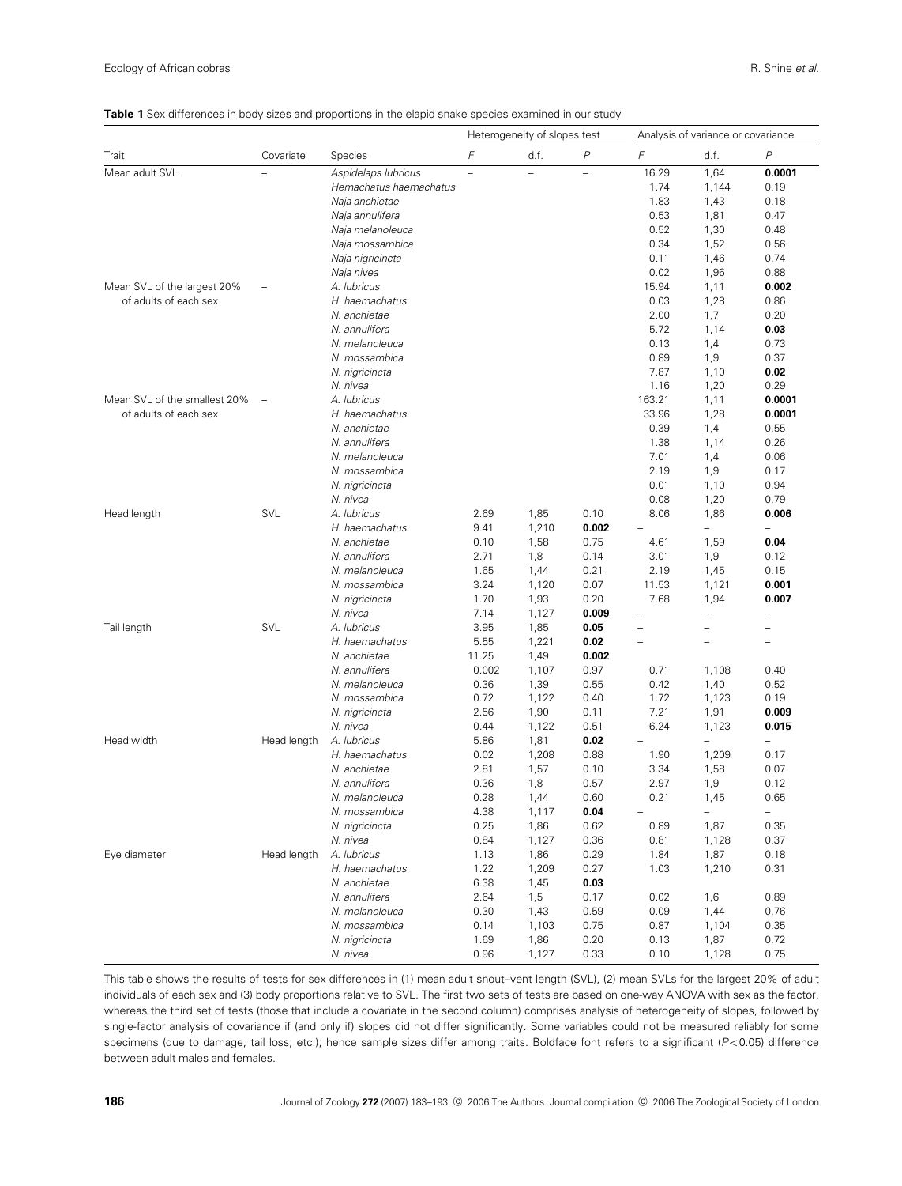**Table 1** Sex differences in body sizes and proportions in the elapid snake species examined in our study

| Trait | Covariate | Species | Heterogeneity of slopes test | | | Analysis of variance or covariance | | |
|---|---|---|---|---|---|---|---|---|
| | | | *F* | d.f. | *P* | *F* | d.f. | *P* |
| Mean adult SVL | – | *Aspidelaps lubricus* | – | – | – | 16.29 | 1,64 | **0.0001** |
| | | *Hemachatus haemachatus* | | | | 1.74 | 1,144 | 0.19 |
| | | *Naja anchietae* | | | | 1.83 | 1,43 | 0.18 |
| | | *Naja annulifera* | | | | 0.53 | 1,81 | 0.47 |
| | | *Naja melanoleuca* | | | | 0.52 | 1,30 | 0.48 |
| | | *Naja mossambica* | | | | 0.34 | 1,52 | 0.56 |
| | | *Naja nigricincta* | | | | 0.11 | 1,46 | 0.74 |
| | | *Naja nivea* | | | | 0.02 | 1,96 | 0.88 |
| Mean SVL of the largest 20% of adults of each sex | – | *A. lubricus* | | | | 15.94 | 1,11 | **0.002** |
| | | *H. haemachatus* | | | | 0.03 | 1,28 | 0.86 |
| | | *N. anchietae* | | | | 2.00 | 1,7 | 0.20 |
| | | *N. annulifera* | | | | 5.72 | 1,14 | **0.03** |
| | | *N. melanoleuca* | | | | 0.13 | 1,4 | 0.73 |
| | | *N. mossambica* | | | | 0.89 | 1,9 | 0.37 |
| | | *N. nigricincta* | | | | 7.87 | 1,10 | **0.02** |
| | | *N. nivea* | | | | 1.16 | 1,20 | 0.29 |
| Mean SVL of the smallest 20% of adults of each sex | – | *A. lubricus* | | | | 163.21 | 1,11 | **0.0001** |
| | | *H. haemachatus* | | | | 33.96 | 1,28 | **0.0001** |
| | | *N. anchietae* | | | | 0.39 | 1,4 | 0.55 |
| | | *N. annulifera* | | | | 1.38 | 1,14 | 0.26 |
| | | *N. melanoleuca* | | | | 7.01 | 1,4 | 0.06 |
| | | *N. mossambica* | | | | 2.19 | 1,9 | 0.17 |
| | | *N. nigricincta* | | | | 0.01 | 1,10 | 0.94 |
| | | *N. nivea* | | | | 0.08 | 1,20 | 0.79 |
| Head length | SVL | *A. lubricus* | 2.69 | 1,85 | 0.10 | 8.06 | 1,86 | **0.006** |
| | | *H. haemachatus* | 9.41 | 1,210 | **0.002** | – | – | – |
| | | *N. anchietae* | 0.10 | 1,58 | 0.75 | 4.61 | 1,59 | **0.04** |
| | | *N. annulifera* | 2.71 | 1,8 | 0.14 | 3.01 | 1,9 | 0.12 |
| | | *N. melanoleuca* | 1.65 | 1,44 | 0.21 | 2.19 | 1,45 | 0.15 |
| | | *N. mossambica* | 3.24 | 1,120 | 0.07 | 11.53 | 1,121 | **0.001** |
| | | *N. nigricincta* | 1.70 | 1,93 | 0.20 | 7.68 | 1,94 | **0.007** |
| | | *N. nivea* | 7.14 | 1,127 | **0.009** | – | – | – |
| Tail length | SVL | *A. lubricus* | 3.95 | 1,85 | **0.05** | – | – | – |
| | | *H. haemachatus* | 5.55 | 1,221 | **0.02** | – | – | – |
| | | *N. anchietae* | 11.25 | 1,49 | **0.002** | | | |
| | | *N. annulifera* | 0.002 | 1,107 | 0.97 | 0.71 | 1,108 | 0.40 |
| | | *N. melanoleuca* | 0.36 | 1,39 | 0.55 | 0.42 | 1,40 | 0.52 |
| | | *N. mossambica* | 0.72 | 1,122 | 0.40 | 1.72 | 1,123 | 0.19 |
| | | *N. nigricincta* | 2.56 | 1,90 | 0.11 | 7.21 | 1,91 | **0.009** |
| | | *N. nivea* | 0.44 | 1,122 | 0.51 | 6.24 | 1,123 | **0.015** |
| Head width | Head length | *A. lubricus* | 5.86 | 1,81 | **0.02** | – | – | – |
| | | *H. haemachatus* | 0.02 | 1,208 | 0.88 | 1.90 | 1,209 | 0.17 |
| | | *N. anchietae* | 2.81 | 1,57 | 0.10 | 3.34 | 1,58 | 0.07 |
| | | *N. annulifera* | 0.36 | 1,8 | 0.57 | 2.97 | 1,9 | 0.12 |
| | | *N. melanoleuca* | 0.28 | 1,44 | 0.60 | 0.21 | 1,45 | 0.65 |
| | | *N. mossambica* | 4.38 | 1,117 | **0.04** | – | – | – |
| | | *N. nigricincta* | 0.25 | 1,86 | 0.62 | 0.89 | 1,87 | 0.35 |
| | | *N. nivea* | 0.84 | 1,127 | 0.36 | 0.81 | 1,128 | 0.37 |
| Eye diameter | Head length | *A. lubricus* | 1.13 | 1,86 | 0.29 | 1.84 | 1,87 | 0.18 |
| | | *H. haemachatus* | 1.22 | 1,209 | 0.27 | 1.03 | 1,210 | 0.31 |
| | | *N. anchietae* | 6.38 | 1,45 | **0.03** | | | |
| | | *N. annulifera* | 2.64 | 1,5 | 0.17 | 0.02 | 1,6 | 0.89 |
| | | *N. melanoleuca* | 0.30 | 1,43 | 0.59 | 0.09 | 1,44 | 0.76 |
| | | *N. mossambica* | 0.14 | 1,103 | 0.75 | 0.87 | 1,104 | 0.35 |
| | | *N. nigricincta* | 1.69 | 1,86 | 0.20 | 0.13 | 1,87 | 0.72 |
| | | *N. nivea* | 0.96 | 1,127 | 0.33 | 0.10 | 1,128 | 0.75 |

This table shows the results of tests for sex differences in (1) mean adult snout–vent length (SVL), (2) mean SVLs for the largest 20% of adult individuals of each sex and (3) body proportions relative to SVL. The first two sets of tests are based on one-way ANOVA with sex as the factor, whereas the third set of tests (those that include a covariate in the second column) comprises analysis of heterogeneity of slopes, followed by single-factor analysis of covariance if (and only if) slopes did not differ significantly. Some variables could not be measured reliably for some specimens (due to damage, tail loss, etc.); hence sample sizes differ among traits. Boldface font refers to a significant ($P<0.05$) difference between adult males and females.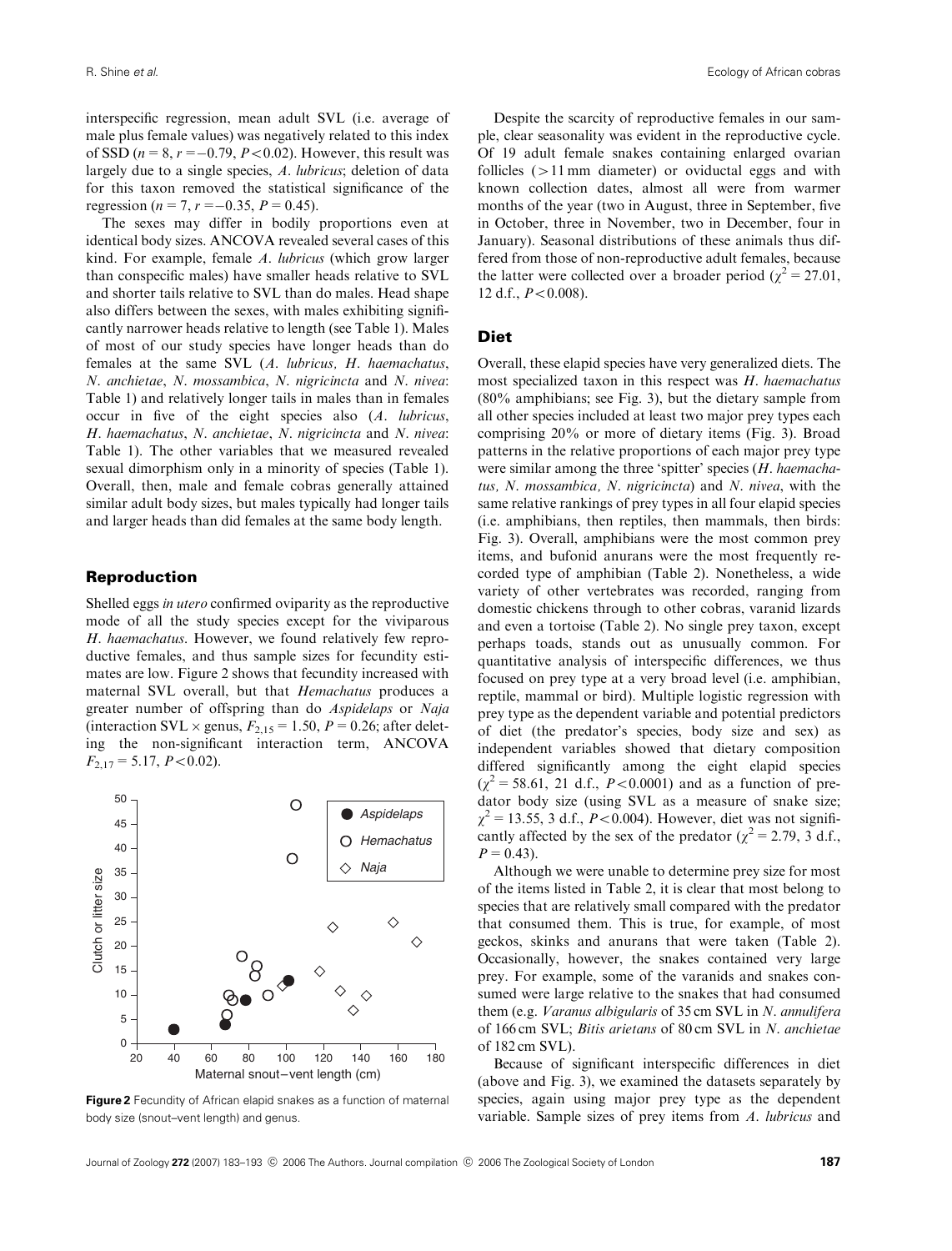interspecific regression, mean adult SVL (i.e. average of male plus female values) was negatively related to this index of SSD ($n = 8$, $r = -0.79$, $P < 0.02$). However, this result was largely due to a single species, *A. lubricus*; deletion of data for this taxon removed the statistical significance of the regression ($n = 7$, $r = -0.35$, $P = 0.45$).

The sexes may differ in bodily proportions even at identical body sizes. ANCOVA revealed several cases of this kind. For example, female *A. lubricus* (which grow larger than conspecific males) have smaller heads relative to SVL and shorter tails relative to SVL than do males. Head shape also differs between the sexes, with males exhibiting significantly narrower heads relative to length (see Table 1). Males of most of our study species have longer heads than do females at the same SVL (*A. lubricus, H. haemachatus, N. anchietae, N. mossambica, N. nigricincta* and *N. nivea*: Table 1) and relatively longer tails in males than in females occur in five of the eight species also (*A. lubricus, H. haemachatus, N. anchietae, N. nigricincta* and *N. nivea*: Table 1). The other variables that we measured revealed sexual dimorphism only in a minority of species (Table 1). Overall, then, male and female cobras generally attained similar adult body sizes, but males typically had longer tails and larger heads than did females at the same body length.

## Reproduction

Shelled eggs *in utero* confirmed oviparity as the reproductive mode of all the study species except for the viviparous *H. haemachatus*. However, we found relatively few reproductive females, and thus sample sizes for fecundity estimates are low. Figure 2 shows that fecundity increased with maternal SVL overall, but that *Hemachatus* produces a greater number of offspring than do *Aspidelaps* or *Naja* (interaction SVL × genus, $F_{2,15} = 1.50$, $P = 0.26$; after deleting the non-significant interaction term, ANCOVA $F_{2,17} = 5.17$, $P < 0.02$).

**Figure 2** Fecundity of African elapid snakes as a function of maternal body size (snout–vent length) and genus.

Despite the scarcity of reproductive females in our sample, clear seasonality was evident in the reproductive cycle. Of 19 adult female snakes containing enlarged ovarian follicles (>11 mm diameter) or oviductal eggs and with known collection dates, almost all were from warmer months of the year (two in August, three in September, five in October, three in November, two in December, four in January). Seasonal distributions of these animals thus differed from those of non-reproductive adult females, because the latter were collected over a broader period ($\chi^2 = 27.01$, 12 d.f., $P < 0.008$).

## Diet

Overall, these elapid species have very generalized diets. The most specialized taxon in this respect was *H. haemachatus* (80% amphibians; see Fig. 3), but the dietary sample from all other species included at least two major prey types each comprising 20% or more of dietary items (Fig. 3). Broad patterns in the relative proportions of each major prey type were similar among the three 'spitter' species (*H. haemachatus, N. mossambica, N. nigricincta*) and *N. nivea*, with the same relative rankings of prey types in all four elapid species (i.e. amphibians, then reptiles, then mammals, then birds: Fig. 3). Overall, amphibians were the most common prey items, and bufonid anurans were the most frequently recorded type of amphibian (Table 2). Nonetheless, a wide variety of other vertebrates was recorded, ranging from domestic chickens through to other cobras, varanid lizards and even a tortoise (Table 2). No single prey taxon, except perhaps toads, stands out as unusually common. For quantitative analysis of interspecific differences, we thus focused on prey type at a very broad level (i.e. amphibian, reptile, mammal or bird). Multiple logistic regression with prey type as the dependent variable and potential predictors of diet (the predator's species, body size and sex) as independent variables showed that dietary composition differed significantly among the eight elapid species ($\chi^2 = 58.61$, 21 d.f., $P < 0.0001$) and as a function of predator body size (using SVL as a measure of snake size; $\chi^2 = 13.55$, 3 d.f., $P < 0.004$). However, diet was not significantly affected by the sex of the predator ($\chi^2 = 2.79$, 3 d.f., $P = 0.43$).

Although we were unable to determine prey size for most of the items listed in Table 2, it is clear that most belong to species that are relatively small compared with the predator that consumed them. This is true, for example, of most geckos, skinks and anurans that were taken (Table 2). Occasionally, however, the snakes contained very large prey. For example, some of the varanids and snakes consumed were large relative to the snakes that had consumed them (e.g. *Varanus albigularis* of 35 cm SVL in *N. annulifera* of 166 cm SVL; *Bitis arietans* of 80 cm SVL in *N. anchietae* of 182 cm SVL).

Because of significant interspecific differences in diet (above and Fig. 3), we examined the datasets separately by species, again using major prey type as the dependent variable. Sample sizes of prey items from *A. lubricus* and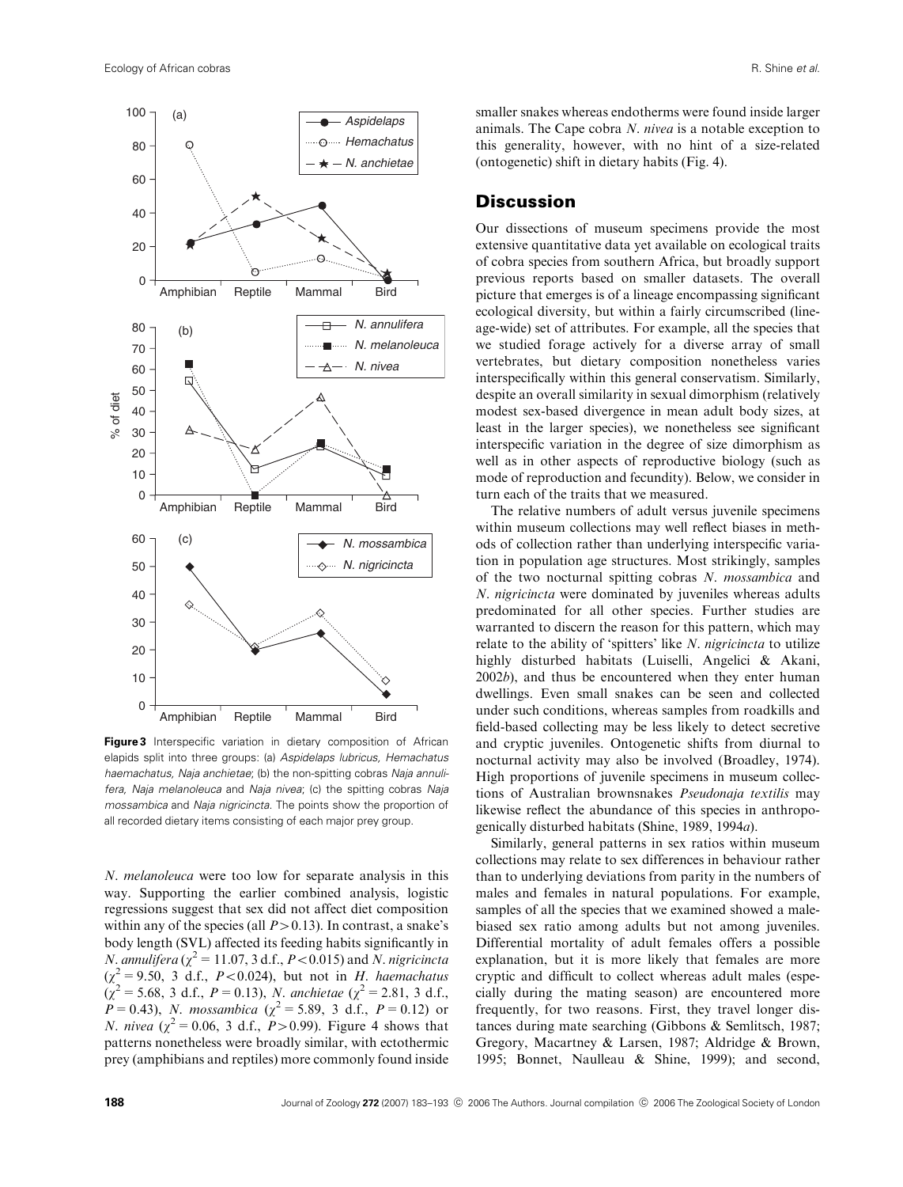(a)

100
80
60
40
20
0

Aspidelaps
Hemachatus
N. anchietae

Amphibian Reptile Mammal Bird

(b)

80
70
60
50
40
30
20
10
0

% of diet

N. annulifera
N. melanoleuca
N. nivea

Amphibian Reptile Mammal Bird

(c)

60
50
40
30
20
10
0

N. mossambica
N. nigricincta

Amphibian Reptile Mammal Bird

**Figure 3** Interspecific variation in dietary composition of African elapids split into three groups: (a) *Aspidelaps lubricus, Hemachatus haemachatus, Naja anchietae*; (b) the non-spitting cobras *Naja annulifera, Naja melanoleuca* and *Naja nivea*; (c) the spitting cobras *Naja mossambica* and *Naja nigricincta*. The points show the proportion of all recorded dietary items consisting of each major prey group.

*N. melanoleuca* were too low for separate analysis in this way. Supporting the earlier combined analysis, logistic regressions suggest that sex did not affect diet composition within any of the species (all $P > 0.13$). In contrast, a snake's body length (SVL) affected its feeding habits significantly in *N. annulifera* ($\chi^2 = 11.07$, 3 d.f., $P < 0.015$) and *N. nigricincta* ($\chi^2 = 9.50$, 3 d.f., $P < 0.024$), but not in *H. haemachatus* ($\chi^2 = 5.68$, 3 d.f., $P = 0.13$), *N. anchietae* ($\chi^2 = 2.81$, 3 d.f., $P = 0.43$), *N. mossambica* ($\chi^2 = 5.89$, 3 d.f., $P = 0.12$) or *N. nivea* ($\chi^2 = 0.06$, 3 d.f., $P > 0.99$). Figure 4 shows that patterns nonetheless were broadly similar, with ectothermic prey (amphibians and reptiles) more commonly found inside smaller snakes whereas endotherms were found inside larger animals. The Cape cobra *N. nivea* is a notable exception to this generality, however, with no hint of a size-related (ontogenetic) shift in dietary habits (Fig. 4).

## Discussion

Our dissections of museum specimens provide the most extensive quantitative data yet available on ecological traits of cobra species from southern Africa, but broadly support previous reports based on smaller datasets. The overall picture that emerges is of a lineage encompassing significant ecological diversity, but within a fairly circumscribed (lineage-wide) set of attributes. For example, all the species that we studied forage actively for a diverse array of small vertebrates, but dietary composition nonetheless varies interspecifically within this general conservatism. Similarly, despite an overall similarity in sexual dimorphism (relatively modest sex-based divergence in mean adult body sizes, at least in the larger species), we nonetheless see significant interspecific variation in the degree of size dimorphism as well as in other aspects of reproductive biology (such as mode of reproduction and fecundity). Below, we consider in turn each of the traits that we measured.

The relative numbers of adult versus juvenile specimens within museum collections may well reflect biases in methods of collection rather than underlying interspecific variation in population age structures. Most strikingly, samples of the two nocturnal spitting cobras *N. mossambica* and *N. nigricincta* were dominated by juveniles whereas adults predominated for all other species. Further studies are warranted to discern the reason for this pattern, which may relate to the ability of 'spitters' like *N. nigricincta* to utilize highly disturbed habitats (Luiselli, Angelici & Akani, 2002*b*), and thus be encountered when they enter human dwellings. Even small snakes can be seen and collected under such conditions, whereas samples from roadkills and field-based collecting may be less likely to detect secretive and cryptic juveniles. Ontogenetic shifts from diurnal to nocturnal activity may also be involved (Broadley, 1974). High proportions of juvenile specimens in museum collections of Australian brownsnakes *Pseudonaja textilis* may likewise reflect the abundance of this species in anthropogenically disturbed habitats (Shine, 1989, 1994*a*).

Similarly, general patterns in sex ratios within museum collections may relate to sex differences in behaviour rather than to underlying deviations from parity in the numbers of males and females in natural populations. For example, samples of all the species that we examined showed a male-biased sex ratio among adults but not among juveniles. Differential mortality of adult females offers a possible explanation, but it is more likely that females are more cryptic and difficult to collect whereas adult males (especially during the mating season) are encountered more frequently, for two reasons. First, they travel longer distances during mate searching (Gibbons & Semlitsch, 1987; Gregory, Macartney & Larsen, 1987; Aldridge & Brown, 1995; Bonnet, Naulleau & Shine, 1999); and second,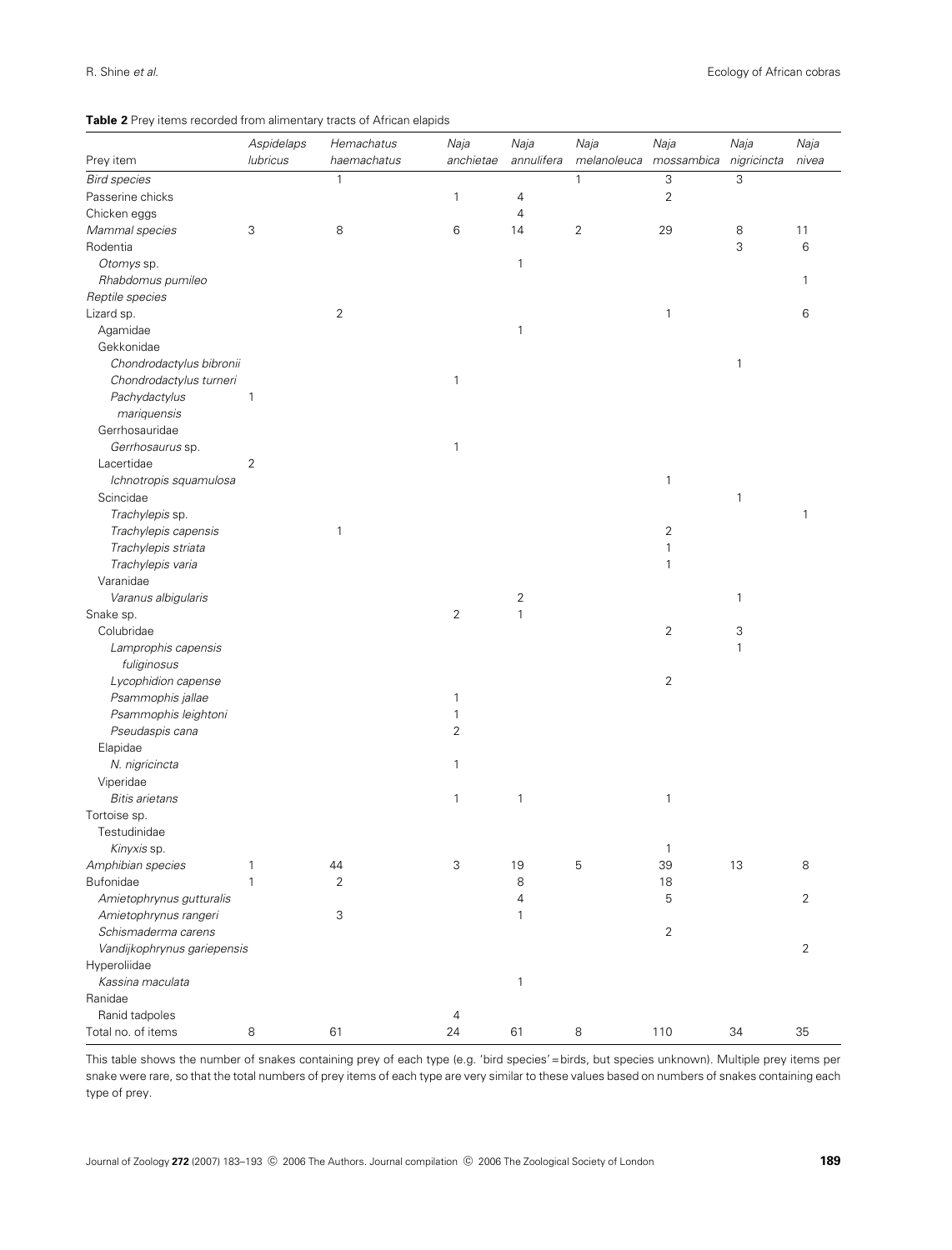**Table 2** Prey items recorded from alimentary tracts of African elapids

| Prey item | *Aspidelaps lubricus* | *Hemachatus haemachatus* | *Naja anchietae* | *Naja annulifera* | *Naja melanoleuca* | *Naja mossambica* | *Naja nigricincta* | *Naja nivea* |
|---|---|---|---|---|---|---|---|---|
| *Bird species* | | 1 | | | 1 | 3 | 3 | |
| Passerine chicks | | | 1 | 4 | | 2 | | |
| Chicken eggs | | | | 4 | | | | |
| *Mammal species* | 3 | 8 | 6 | 14 | 2 | 29 | 8 | 11 |
| Rodentia | | | | | | | 3 | 6 |
| *Otomys* sp. | | | | 1 | | | | |
| *Rhabdomus pumileo* | | | | | | | | 1 |
| *Reptile species* | | | | | | | | |
| Lizard sp. | | 2 | | | | 1 | | 6 |
| Agamidae | | | | 1 | | | | |
| Gekkonidae | | | | | | | | |
| *Chondrodactylus bibronii* | | | | | | | 1 | |
| *Chondrodactylus turneri* | | | 1 | | | | | |
| *Pachydactylus mariquensis* | 1 | | | | | | | |
| Gerrhosauridae | | | | | | | | |
| *Gerrhosaurus* sp. | | | 1 | | | | | |
| Lacertidae | 2 | | | | | | | |
| *Ichnotropis squamulosa* | | | | | | 1 | | |
| Scincidae | | | | | | | 1 | |
| *Trachylepis* sp. | | | | | | | | 1 |
| *Trachylepis capensis* | | 1 | | | | 2 | | |
| *Trachylepis striata* | | | | | | 1 | | |
| *Trachylepis varia* | | | | | | 1 | | |
| Varanidae | | | | | | | | |
| *Varanus albigularis* | | | | 2 | | | 1 | |
| Snake sp. | | | 2 | 1 | | | | |
| Colubridae | | | | | | 2 | 3 | |
| *Lamprophis capensis fuliginosus* | | | | | | | 1 | |
| *Lycophidion capense* | | | | | | 2 | | |
| *Psammophis jallae* | | | 1 | | | | | |
| *Psammophis leightoni* | | | 1 | | | | | |
| *Pseudaspis cana* | | | 2 | | | | | |
| Elapidae | | | | | | | | |
| *N. nigricincta* | | | 1 | | | | | |
| Viperidae | | | | | | | | |
| *Bitis arietans* | | | 1 | 1 | | 1 | | |
| Tortoise sp. | | | | | | | | |
| Testudinidae | | | | | | | | |
| *Kinyxis* sp. | | | | | | 1 | | |
| *Amphibian species* | 1 | 44 | 3 | 19 | 5 | 39 | 13 | 8 |
| Bufonidae | 1 | 2 | | 8 | | 18 | | |
| *Amietophrynus gutturalis* | | | | 4 | | 5 | | 2 |
| *Amietophrynus rangeri* | | 3 | | 1 | | | | |
| *Schismaderma carens* | | | | | | 2 | | |
| *Vandijkophrynus gariepensis* | | | | | | | | 2 |
| Hyperoliidae | | | | | | | | |
| *Kassina maculata* | | | | 1 | | | | |
| Ranidae | | | | | | | | |
| Ranid tadpoles | | | 4 | | | | | |
| Total no. of items | 8 | 61 | 24 | 61 | 8 | 110 | 34 | 35 |

This table shows the number of snakes containing prey of each type (e.g. 'bird species' = birds, but species unknown). Multiple prey items per snake were rare, so that the total numbers of prey items of each type are very similar to these values based on numbers of snakes containing each type of prey.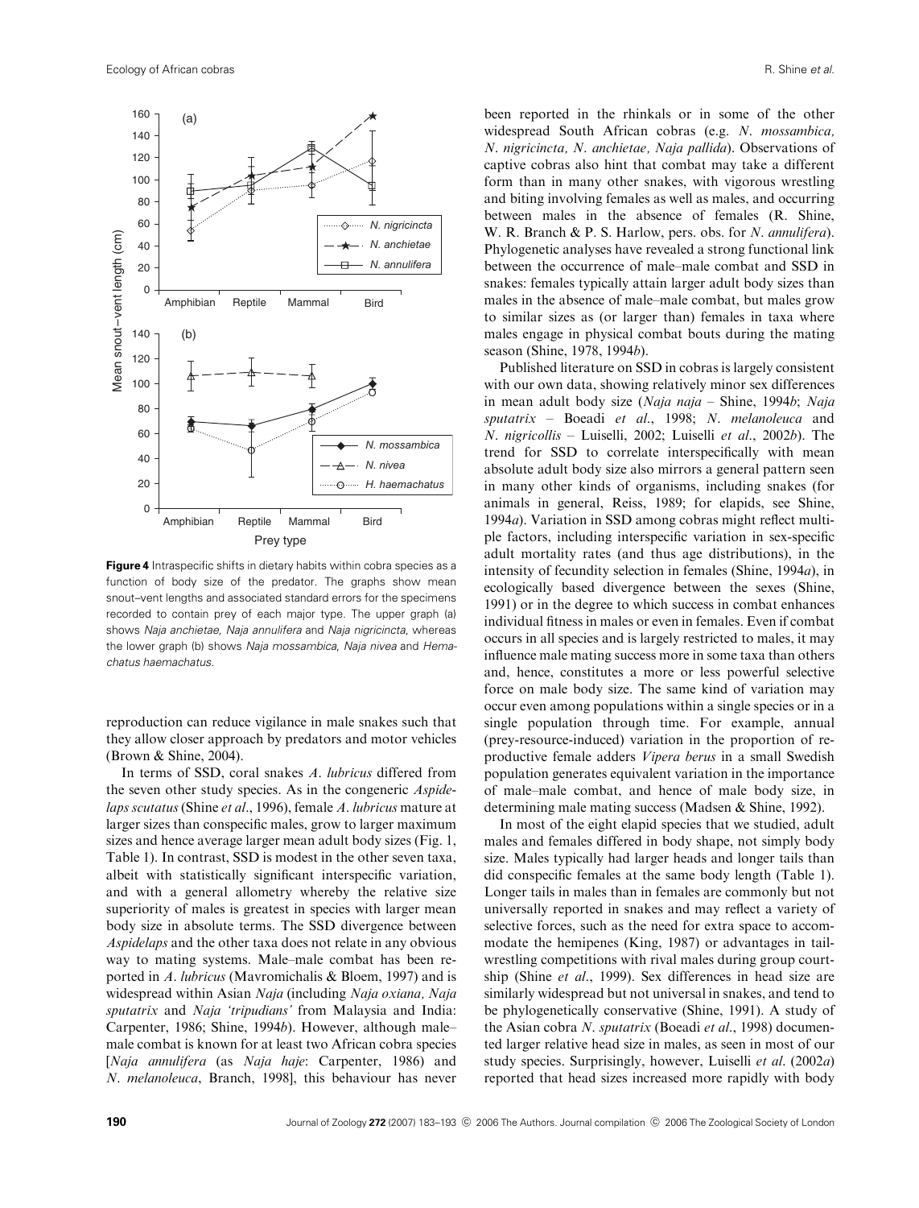**Figure 4** Intraspecific shifts in dietary habits within cobra species as a function of body size of the predator. The graphs show mean snout–vent lengths and associated standard errors for the specimens recorded to contain prey of each major type. The upper graph (a) shows *Naja anchietae, Naja annulifera* and *Naja nigricincta*, whereas the lower graph (b) shows *Naja mossambica, Naja nivea* and *Hemachatus haemachatus*.

reproduction can reduce vigilance in male snakes such that they allow closer approach by predators and motor vehicles (Brown & Shine, 2004).

In terms of SSD, coral snakes *A. lubricus* differed from the seven other study species. As in the congeneric *Aspidelaps scutatus* (Shine *et al*., 1996), female *A. lubricus* mature at larger sizes than conspecific males, grow to larger maximum sizes and hence average larger mean adult body sizes (Fig. 1, Table 1). In contrast, SSD is modest in the other seven taxa, albeit with statistically significant interspecific variation, and with a general allometry whereby the relative size superiority of males is greatest in species with larger mean body size in absolute terms. The SSD divergence between *Aspidelaps* and the other taxa does not relate in any obvious way to mating systems. Male–male combat has been reported in *A. lubricus* (Mavromichalis & Bloem, 1997) and is widespread within Asian *Naja* (including *Naja oxiana, Naja sputatrix* and *Naja 'tripudians'* from Malaysia and India: Carpenter, 1986; Shine, 1994*b*). However, although male–male combat is known for at least two African cobra species [*Naja annulifera* (as *Naja haje*: Carpenter, 1986) and *N. melanoleuca*, Branch, 1998], this behaviour has never been reported in the rhinkals or in some of the other widespread South African cobras (e.g. *N. mossambica, N. nigricincta, N. anchietae, Naja pallida*). Observations of captive cobras also hint that combat may take a different form than in many other snakes, with vigorous wrestling and biting involving females as well as males, and occurring between males in the absence of females (R. Shine, W. R. Branch & P. S. Harlow, pers. obs. for *N. annulifera*). Phylogenetic analyses have revealed a strong functional link between the occurrence of male–male combat and SSD in snakes: females typically attain larger adult body sizes than males in the absence of male–male combat, but males grow to similar sizes as (or larger than) females in taxa where males engage in physical combat bouts during the mating season (Shine, 1978, 1994*b*).

Published literature on SSD in cobras is largely consistent with our own data, showing relatively minor sex differences in mean adult body size (*Naja naja* – Shine, 1994*b*; *Naja sputatrix* – Boeadi *et al*., 1998; *N. melanoleuca* and *N. nigricollis* – Luiselli, 2002; Luiselli *et al*., 2002*b*). The trend for SSD to correlate interspecifically with mean absolute adult body size also mirrors a general pattern seen in many other kinds of organisms, including snakes (for animals in general, Reiss, 1989; for elapids, see Shine, 1994*a*). Variation in SSD among cobras might reflect multiple factors, including interspecific variation in sex-specific adult mortality rates (and thus age distributions), in the intensity of fecundity selection in females (Shine, 1994*a*), in ecologically based divergence between the sexes (Shine, 1991) or in the degree to which success in combat enhances individual fitness in males or even in females. Even if combat occurs in all species and is largely restricted to males, it may influence male mating success more in some taxa than others and, hence, constitutes a more or less powerful selective force on male body size. The same kind of variation may occur even among populations within a single species or in a single population through time. For example, annual (prey-resource-induced) variation in the proportion of reproductive female adders *Vipera berus* in a small Swedish population generates equivalent variation in the importance of male–male combat, and hence of male body size, in determining male mating success (Madsen & Shine, 1992).

In most of the eight elapid species that we studied, adult males and females differed in body shape, not simply body size. Males typically had larger heads and longer tails than did conspecific females at the same body length (Table 1). Longer tails in males than in females are commonly but not universally reported in snakes and may reflect a variety of selective forces, such as the need for extra space to accommodate the hemipenes (King, 1987) or advantages in tail-wrestling competitions with rival males during group courtship (Shine *et al*., 1999). Sex differences in head size are similarly widespread but not universal in snakes, and tend to be phylogenetically conservative (Shine, 1991). A study of the Asian cobra *N. sputatrix* (Boeadi *et al*., 1998) documented larger relative head size in males, as seen in most of our study species. Surprisingly, however, Luiselli *et al*. (2002*a*) reported that head sizes increased more rapidly with body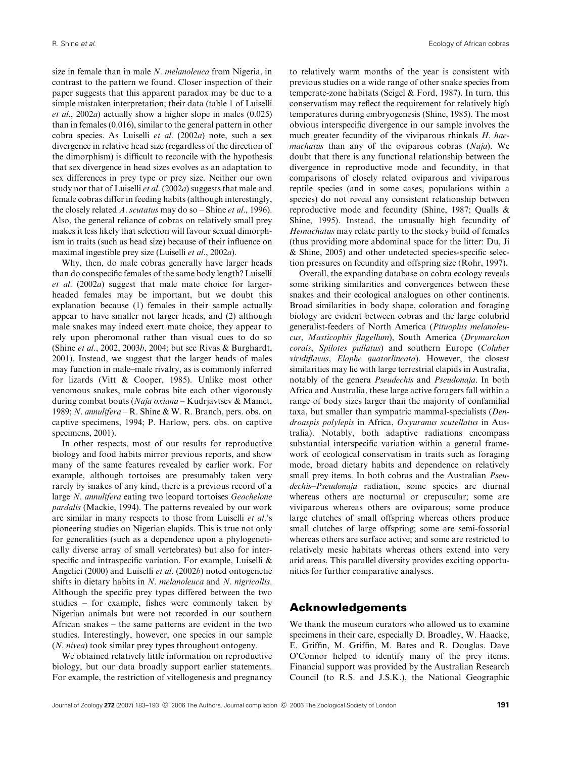size in female than in male *N. melanoleuca* from Nigeria, in contrast to the pattern we found. Closer inspection of their paper suggests that this apparent paradox may be due to a simple mistaken interpretation; their data (table 1 of Luiselli *et al*., 2002*a*) actually show a higher slope in males (0.025) than in females (0.016), similar to the general pattern in other cobra species. As Luiselli *et al*. (2002*a*) note, such a sex divergence in relative head size (regardless of the direction of the dimorphism) is difficult to reconcile with the hypothesis that sex divergence in head sizes evolves as an adaptation to sex differences in prey type or prey size. Neither our own study nor that of Luiselli *et al*. (2002*a*) suggests that male and female cobras differ in feeding habits (although interestingly, the closely related *A. scutatus* may do so – Shine *et al*., 1996). Also, the general reliance of cobras on relatively small prey makes it less likely that selection will favour sexual dimorphism in traits (such as head size) because of their influence on maximal ingestible prey size (Luiselli *et al*., 2002*a*).

Why, then, do male cobras generally have larger heads than do conspecific females of the same body length? Luiselli *et al*. (2002*a*) suggest that male mate choice for larger-headed females may be important, but we doubt this explanation because (1) females in their sample actually appear to have smaller not larger heads, and (2) although male snakes may indeed exert mate choice, they appear to rely upon pheromonal rather than visual cues to do so (Shine *et al*., 2002, 2003*b*, 2004; but see Rivas & Burghardt, 2001). Instead, we suggest that the larger heads of males may function in male–male rivalry, as is commonly inferred for lizards (Vitt & Cooper, 1985). Unlike most other venomous snakes, male cobras bite each other vigorously during combat bouts (*Naja oxiana* – Kudrjavtsev & Mamet, 1989; *N. annulifera* – R. Shine & W. R. Branch, pers. obs. on captive specimens, 1994; P. Harlow, pers. obs. on captive specimens, 2001).

In other respects, most of our results for reproductive biology and food habits mirror previous reports, and show many of the same features revealed by earlier work. For example, although tortoises are presumably taken very rarely by snakes of any kind, there is a previous record of a large *N. annulifera* eating two leopard tortoises *Geochelone pardalis* (Mackie, 1994). The patterns revealed by our work are similar in many respects to those from Luiselli *et al*.'s pioneering studies on Nigerian elapids. This is true not only for generalities (such as a dependence upon a phylogenetically diverse array of small vertebrates) but also for interspecific and intraspecific variation. For example, Luiselli & Angelici (2000) and Luiselli *et al*. (2002*b*) noted ontogenetic shifts in dietary habits in *N. melanoleuca* and *N. nigricollis*. Although the specific prey types differed between the two studies – for example, fishes were commonly taken by Nigerian animals but were not recorded in our southern African snakes – the same patterns are evident in the two studies. Interestingly, however, one species in our sample (*N. nivea*) took similar prey types throughout ontogeny.

We obtained relatively little information on reproductive biology, but our data broadly support earlier statements. For example, the restriction of vitellogenesis and pregnancy to relatively warm months of the year is consistent with previous studies on a wide range of other snake species from temperate-zone habitats (Seigel & Ford, 1987). In turn, this conservatism may reflect the requirement for relatively high temperatures during embryogenesis (Shine, 1985). The most obvious interspecific divergence in our sample involves the much greater fecundity of the viviparous rhinkals *H. haemachatus* than any of the oviparous cobras (*Naja*). We doubt that there is any functional relationship between the divergence in reproductive mode and fecundity, in that comparisons of closely related oviparous and viviparous reptile species (and in some cases, populations within a species) do not reveal any consistent relationship between reproductive mode and fecundity (Shine, 1987; Qualls & Shine, 1995). Instead, the unusually high fecundity of *Hemachatus* may relate partly to the stocky build of females (thus providing more abdominal space for the litter: Du, Ji & Shine, 2005) and other undetected species-specific selection pressures on fecundity and offspring size (Rohr, 1997).

Overall, the expanding database on cobra ecology reveals some striking similarities and convergences between these snakes and their ecological analogues on other continents. Broad similarities in body shape, coloration and foraging biology are evident between cobras and the large colubrid generalist-feeders of North America (*Pituophis melanoleucus*, *Masticophis flagellum*), South America (*Drymarchon corais*, *Spilotes pullatus*) and southern Europe (*Coluber viridiflavus*, *Elaphe quatorlineata*). However, the closest similarities may lie with large terrestrial elapids in Australia, notably of the genera *Pseudechis* and *Pseudonaja*. In both Africa and Australia, these large active foragers fall within a range of body sizes larger than the majority of confamilial taxa, but smaller than sympatric mammal-specialists (*Dendroaspis polylepis* in Africa, *Oxyuranus scutellatus* in Australia). Notably, both adaptive radiations encompass substantial interspecific variation within a general framework of ecological conservatism in traits such as foraging mode, broad dietary habits and dependence on relatively small prey items. In both cobras and the Australian *Pseudechis*–*Pseudonaja* radiation, some species are diurnal whereas others are nocturnal or crepuscular; some are viviparous whereas others are oviparous; some produce large clutches of small offspring whereas others produce small clutches of large offspring; some are semi-fossorial whereas others are surface active; and some are restricted to relatively mesic habitats whereas others extend into very arid areas. This parallel diversity provides exciting opportunities for further comparative analyses.

## Acknowledgements

We thank the museum curators who allowed us to examine specimens in their care, especially D. Broadley, W. Haacke, E. Griffin, M. Griffin, M. Bates and R. Douglas. Dave O'Connor helped to identify many of the prey items. Financial support was provided by the Australian Research Council (to R.S. and J.S.K.), the National Geographic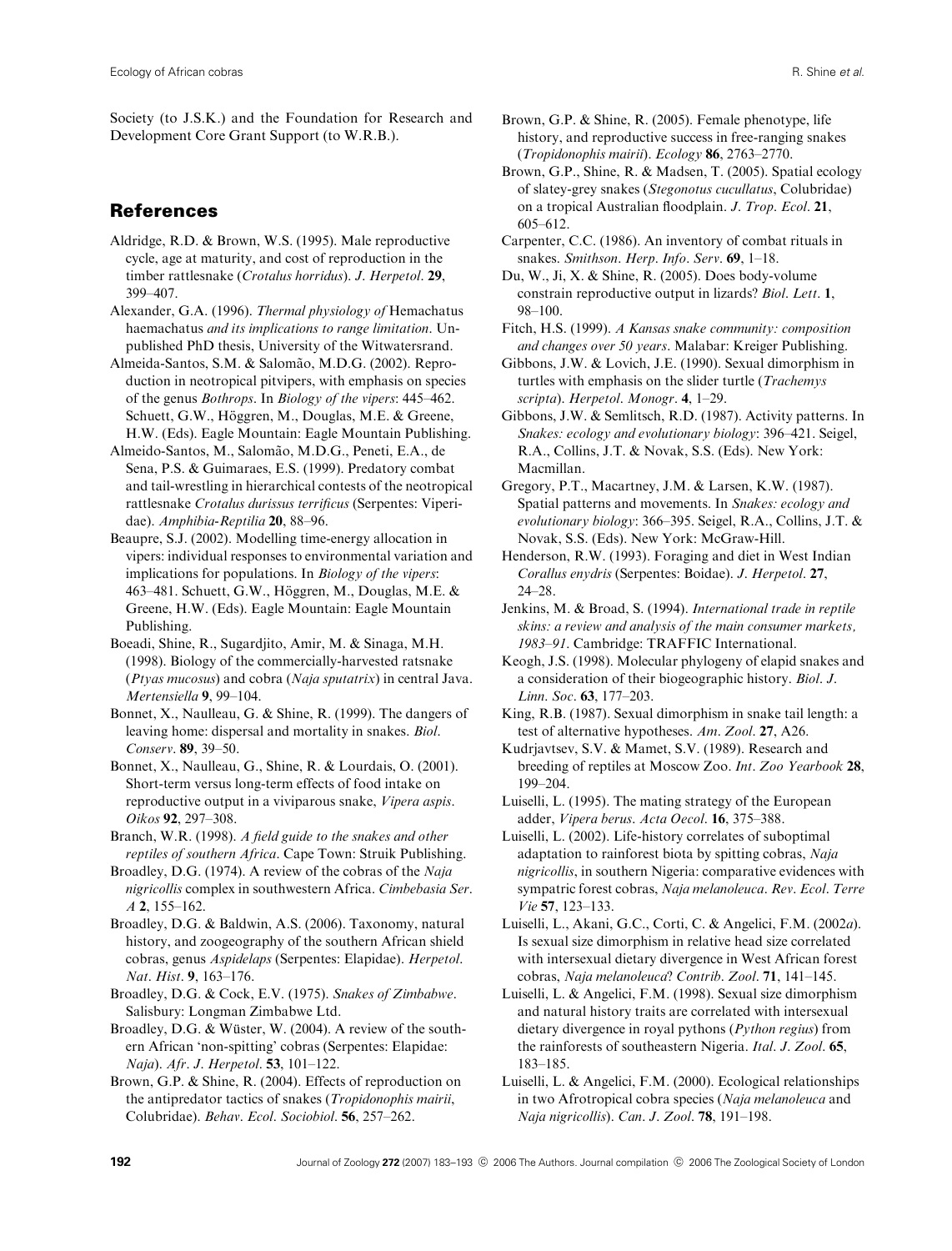Society (to J.S.K.) and the Foundation for Research and Development Core Grant Support (to W.R.B.).

## References

Aldridge, R.D. & Brown, W.S. (1995). Male reproductive cycle, age at maturity, and cost of reproduction in the timber rattlesnake (*Crotalus horridus*). *J. Herpetol.* **29**, 399–407.

Alexander, G.A. (1996). *Thermal physiology of* Hemachatus haemachatus *and its implications to range limitation*. Unpublished PhD thesis, University of the Witwatersrand.

Almeida-Santos, S.M. & Salomão, M.D.G. (2002). Reproduction in neotropical pitvipers, with emphasis on species of the genus *Bothrops*. In *Biology of the vipers*: 445–462. Schuett, G.W., Höggren, M., Douglas, M.E. & Greene, H.W. (Eds). Eagle Mountain: Eagle Mountain Publishing.

Almeido-Santos, M., Salomão, M.D.G., Peneti, E.A., de Sena, P.S. & Guimaraes, E.S. (1999). Predatory combat and tail-wrestling in hierarchical contests of the neotropical rattlesnake *Crotalus durissus terrificus* (Serpentes: Viperidae). *Amphibia-Reptilia* **20**, 88–96.

Beaupre, S.J. (2002). Modelling time-energy allocation in vipers: individual responses to environmental variation and implications for populations. In *Biology of the vipers*: 463–481. Schuett, G.W., Höggren, M., Douglas, M.E. & Greene, H.W. (Eds). Eagle Mountain: Eagle Mountain Publishing.

Boeadi, Shine, R., Sugardjito, Amir, M. & Sinaga, M.H. (1998). Biology of the commercially-harvested ratsnake (*Ptyas mucosus*) and cobra (*Naja sputatrix*) in central Java. *Mertensiella* **9**, 99–104.

Bonnet, X., Naulleau, G. & Shine, R. (1999). The dangers of leaving home: dispersal and mortality in snakes. *Biol. Conserv.* **89**, 39–50.

Bonnet, X., Naulleau, G., Shine, R. & Lourdais, O. (2001). Short-term versus long-term effects of food intake on reproductive output in a viviparous snake, *Vipera aspis*. *Oikos* **92**, 297–308.

Branch, W.R. (1998). *A field guide to the snakes and other reptiles of southern Africa*. Cape Town: Struik Publishing.

Broadley, D.G. (1974). A review of the cobras of the *Naja nigricollis* complex in southwestern Africa. *Cimbebasia Ser. A* **2**, 155–162.

Broadley, D.G. & Baldwin, A.S. (2006). Taxonomy, natural history, and zoogeography of the southern African shield cobras, genus *Aspidelaps* (Serpentes: Elapidae). *Herpetol. Nat. Hist.* **9**, 163–176.

Broadley, D.G. & Cock, E.V. (1975). *Snakes of Zimbabwe*. Salisbury: Longman Zimbabwe Ltd.

Broadley, D.G. & Wüster, W. (2004). A review of the southern African 'non-spitting' cobras (Serpentes: Elapidae: *Naja*). *Afr. J. Herpetol.* **53**, 101–122.

Brown, G.P. & Shine, R. (2004). Effects of reproduction on the antipredator tactics of snakes (*Tropidonophis mairii*, Colubridae). *Behav. Ecol. Sociobiol.* **56**, 257–262.

Brown, G.P. & Shine, R. (2005). Female phenotype, life history, and reproductive success in free-ranging snakes (*Tropidonophis mairii*). *Ecology* **86**, 2763–2770.

Brown, G.P., Shine, R. & Madsen, T. (2005). Spatial ecology of slatey-grey snakes (*Stegonotus cucullatus*, Colubridae) on a tropical Australian floodplain. *J. Trop. Ecol.* **21**, 605–612.

Carpenter, C.C. (1986). An inventory of combat rituals in snakes. *Smithson. Herp. Info. Serv.* **69**, 1–18.

Du, W., Ji, X. & Shine, R. (2005). Does body-volume constrain reproductive output in lizards? *Biol. Lett.* **1**, 98–100.

Fitch, H.S. (1999). *A Kansas snake community: composition and changes over 50 years*. Malabar: Kreiger Publishing.

Gibbons, J.W. & Lovich, J.E. (1990). Sexual dimorphism in turtles with emphasis on the slider turtle (*Trachemys scripta*). *Herpetol. Monogr.* **4**, 1–29.

Gibbons, J.W. & Semlitsch, R.D. (1987). Activity patterns. In *Snakes: ecology and evolutionary biology*: 396–421. Seigel, R.A., Collins, J.T. & Novak, S.S. (Eds). New York: Macmillan.

Gregory, P.T., Macartney, J.M. & Larsen, K.W. (1987). Spatial patterns and movements. In *Snakes: ecology and evolutionary biology*: 366–395. Seigel, R.A., Collins, J.T. & Novak, S.S. (Eds). New York: McGraw-Hill.

Henderson, R.W. (1993). Foraging and diet in West Indian *Corallus enydris* (Serpentes: Boidae). *J. Herpetol.* **27**, 24–28.

Jenkins, M. & Broad, S. (1994). *International trade in reptile skins: a review and analysis of the main consumer markets, 1983–91*. Cambridge: TRAFFIC International.

Keogh, J.S. (1998). Molecular phylogeny of elapid snakes and a consideration of their biogeographic history. *Biol. J. Linn. Soc.* **63**, 177–203.

King, R.B. (1987). Sexual dimorphism in snake tail length: a test of alternative hypotheses. *Am. Zool.* **27**, A26.

Kudrjavtsev, S.V. & Mamet, S.V. (1989). Research and breeding of reptiles at Moscow Zoo. *Int. Zoo Yearbook* **28**, 199–204.

Luiselli, L. (1995). The mating strategy of the European adder, *Vipera berus*. *Acta Oecol.* **16**, 375–388.

Luiselli, L. (2002). Life-history correlates of suboptimal adaptation to rainforest biota by spitting cobras, *Naja nigricollis*, in southern Nigeria: comparative evidences with sympatric forest cobras, *Naja melanoleuca*. *Rev. Ecol. Terre Vie* **57**, 123–133.

Luiselli, L., Akani, G.C., Corti, C. & Angelici, F.M. (2002*a*). Is sexual size dimorphism in relative head size correlated with intersexual dietary divergence in West African forest cobras, *Naja melanoleuca*? *Contrib. Zool.* **71**, 141–145.

Luiselli, L. & Angelici, F.M. (1998). Sexual size dimorphism and natural history traits are correlated with intersexual dietary divergence in royal pythons (*Python regius*) from the rainforests of southeastern Nigeria. *Ital. J. Zool.* **65**, 183–185.

Luiselli, L. & Angelici, F.M. (2000). Ecological relationships in two Afrotropical cobra species (*Naja melanoleuca* and *Naja nigricollis*). *Can. J. Zool.* **78**, 191–198.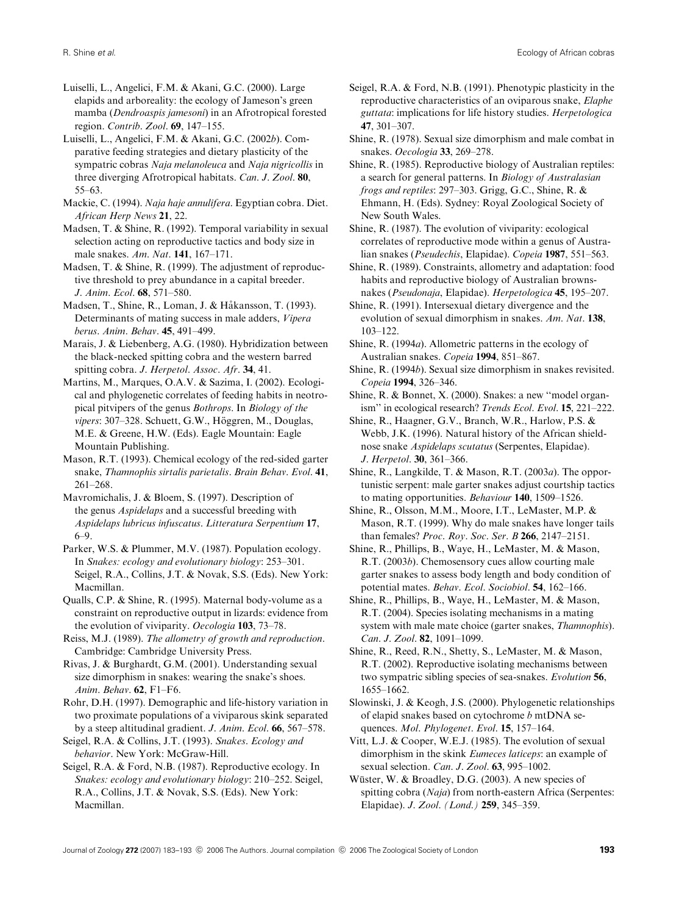Luiselli, L., Angelici, F.M. & Akani, G.C. (2000). Large elapids and arboreality: the ecology of Jameson's green mamba (*Dendroaspis jamesoni*) in an Afrotropical forested region. *Contrib. Zool.* **69**, 147–155.

Luiselli, L., Angelici, F.M. & Akani, G.C. (2002*b*). Comparative feeding strategies and dietary plasticity of the sympatric cobras *Naja melanoleuca* and *Naja nigricollis* in three diverging Afrotropical habitats. *Can. J. Zool.* **80**, 55–63.

Mackie, C. (1994). *Naja haje annulifera*. Egyptian cobra. Diet. *African Herp News* **21**, 22.

Madsen, T. & Shine, R. (1992). Temporal variability in sexual selection acting on reproductive tactics and body size in male snakes. *Am. Nat.* **141**, 167–171.

Madsen, T. & Shine, R. (1999). The adjustment of reproductive threshold to prey abundance in a capital breeder. *J. Anim. Ecol.* **68**, 571–580.

Madsen, T., Shine, R., Loman, J. & Håkansson, T. (1993). Determinants of mating success in male adders, *Vipera berus*. *Anim. Behav.* **45**, 491–499.

Marais, J. & Liebenberg, A.G. (1980). Hybridization between the black-necked spitting cobra and the western barred spitting cobra. *J. Herpetol. Assoc. Afr.* **34**, 41.

Martins, M., Marques, O.A.V. & Sazima, I. (2002). Ecological and phylogenetic correlates of feeding habits in neotropical pitvipers of the genus *Bothrops*. In *Biology of the vipers*: 307–328. Schuett, G.W., Höggren, M., Douglas, M.E. & Greene, H.W. (Eds). Eagle Mountain: Eagle Mountain Publishing.

Mason, R.T. (1993). Chemical ecology of the red-sided garter snake, *Thamnophis sirtalis parietalis*. *Brain Behav. Evol.* **41**, 261–268.

Mavromichalis, J. & Bloem, S. (1997). Description of the genus *Aspidelaps* and a successful breeding with *Aspidelaps lubricus infuscatus*. *Litteratura Serpentium* **17**, 6–9.

Parker, W.S. & Plummer, M.V. (1987). Population ecology. In *Snakes: ecology and evolutionary biology*: 253–301. Seigel, R.A., Collins, J.T. & Novak, S.S. (Eds). New York: Macmillan.

Qualls, C.P. & Shine, R. (1995). Maternal body-volume as a constraint on reproductive output in lizards: evidence from the evolution of viviparity. *Oecologia* **103**, 73–78.

Reiss, M.J. (1989). *The allometry of growth and reproduction*. Cambridge: Cambridge University Press.

Rivas, J. & Burghardt, G.M. (2001). Understanding sexual size dimorphism in snakes: wearing the snake's shoes. *Anim. Behav.* **62**, F1–F6.

Rohr, D.H. (1997). Demographic and life-history variation in two proximate populations of a viviparous skink separated by a steep altitudinal gradient. *J. Anim. Ecol.* **66**, 567–578.

Seigel, R.A. & Collins, J.T. (1993). *Snakes. Ecology and behavior*. New York: McGraw-Hill.

Seigel, R.A. & Ford, N.B. (1987). Reproductive ecology. In *Snakes: ecology and evolutionary biology*: 210–252. Seigel, R.A., Collins, J.T. & Novak, S.S. (Eds). New York: Macmillan.

Seigel, R.A. & Ford, N.B. (1991). Phenotypic plasticity in the reproductive characteristics of an oviparous snake, *Elaphe guttata*: implications for life history studies. *Herpetologica* **47**, 301–307.

Shine, R. (1978). Sexual size dimorphism and male combat in snakes. *Oecologia* **33**, 269–278.

Shine, R. (1985). Reproductive biology of Australian reptiles: a search for general patterns. In *Biology of Australasian frogs and reptiles*: 297–303. Grigg, G.C., Shine, R. & Ehmann, H. (Eds). Sydney: Royal Zoological Society of New South Wales.

Shine, R. (1987). The evolution of viviparity: ecological correlates of reproductive mode within a genus of Australian snakes (*Pseudechis*, Elapidae). *Copeia* **1987**, 551–563.

Shine, R. (1989). Constraints, allometry and adaptation: food habits and reproductive biology of Australian brownsnakes (*Pseudonaja*, Elapidae). *Herpetologica* **45**, 195–207.

Shine, R. (1991). Intersexual dietary divergence and the evolution of sexual dimorphism in snakes. *Am. Nat.* **138**, 103–122.

Shine, R. (1994*a*). Allometric patterns in the ecology of Australian snakes. *Copeia* **1994**, 851–867.

Shine, R. (1994*b*). Sexual size dimorphism in snakes revisited. *Copeia* **1994**, 326–346.

Shine, R. & Bonnet, X. (2000). Snakes: a new "model organism" in ecological research? *Trends Ecol. Evol.* **15**, 221–222.

Shine, R., Haagner, G.V., Branch, W.R., Harlow, P.S. & Webb, J.K. (1996). Natural history of the African shieldnose snake *Aspidelaps scutatus* (Serpentes, Elapidae). *J. Herpetol.* **30**, 361–366.

Shine, R., Langkilde, T. & Mason, R.T. (2003*a*). The opportunistic serpent: male garter snakes adjust courtship tactics to mating opportunities. *Behaviour* **140**, 1509–1526.

Shine, R., Olsson, M.M., Moore, I.T., LeMaster, M.P. & Mason, R.T. (1999). Why do male snakes have longer tails than females? *Proc. Roy. Soc. Ser. B* **266**, 2147–2151.

Shine, R., Phillips, B., Waye, H., LeMaster, M. & Mason, R.T. (2003*b*). Chemosensory cues allow courting male garter snakes to assess body length and body condition of potential mates. *Behav. Ecol. Sociobiol.* **54**, 162–166.

Shine, R., Phillips, B., Waye, H., LeMaster, M. & Mason, R.T. (2004). Species isolating mechanisms in a mating system with male mate choice (garter snakes, *Thamnophis*). *Can. J. Zool.* **82**, 1091–1099.

Shine, R., Reed, R.N., Shetty, S., LeMaster, M. & Mason, R.T. (2002). Reproductive isolating mechanisms between two sympatric sibling species of sea-snakes. *Evolution* **56**, 1655–1662.

Slowinski, J. & Keogh, J.S. (2000). Phylogenetic relationships of elapid snakes based on cytochrome *b* mtDNA sequences. *Mol. Phylogenet. Evol.* **15**, 157–164.

Vitt, L.J. & Cooper, W.E.J. (1985). The evolution of sexual dimorphism in the skink *Eumeces laticeps*: an example of sexual selection. *Can. J. Zool.* **63**, 995–1002.

Wüster, W. & Broadley, D.G. (2003). A new species of spitting cobra (*Naja*) from north-eastern Africa (Serpentes: Elapidae). *J. Zool. (Lond.)* **259**, 345–359.